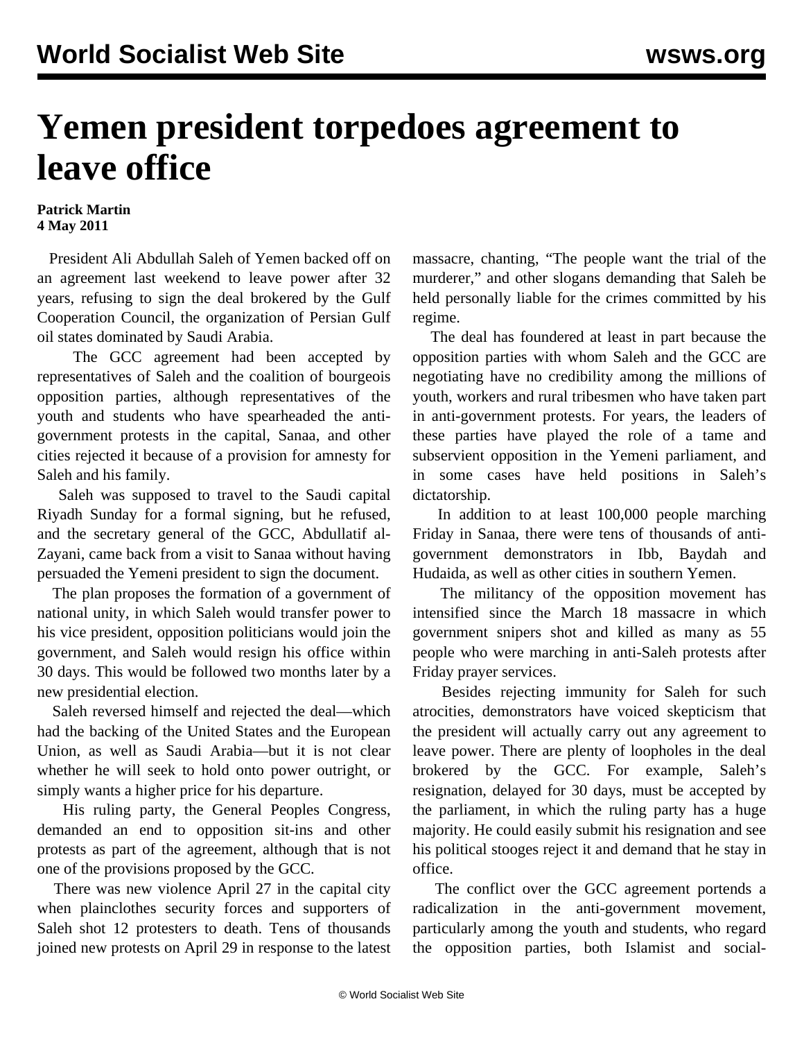# Yemen president torpedoes agreement to leave office

**Patrick Martin**
**4 May 2011**

President Ali Abdullah Saleh of Yemen backed off on an agreement last weekend to leave power after 32 years, refusing to sign the deal brokered by the Gulf Cooperation Council, the organization of Persian Gulf oil states dominated by Saudi Arabia.

The GCC agreement had been accepted by representatives of Saleh and the coalition of bourgeois opposition parties, although representatives of the youth and students who have spearheaded the anti-government protests in the capital, Sanaa, and other cities rejected it because of a provision for amnesty for Saleh and his family.

Saleh was supposed to travel to the Saudi capital Riyadh Sunday for a formal signing, but he refused, and the secretary general of the GCC, Abdullatif al-Zayani, came back from a visit to Sanaa without having persuaded the Yemeni president to sign the document.

The plan proposes the formation of a government of national unity, in which Saleh would transfer power to his vice president, opposition politicians would join the government, and Saleh would resign his office within 30 days. This would be followed two months later by a new presidential election.

Saleh reversed himself and rejected the deal—which had the backing of the United States and the European Union, as well as Saudi Arabia—but it is not clear whether he will seek to hold onto power outright, or simply wants a higher price for his departure.

His ruling party, the General Peoples Congress, demanded an end to opposition sit-ins and other protests as part of the agreement, although that is not one of the provisions proposed by the GCC.

There was new violence April 27 in the capital city when plainclothes security forces and supporters of Saleh shot 12 protesters to death. Tens of thousands joined new protests on April 29 in response to the latest massacre, chanting, "The people want the trial of the murderer," and other slogans demanding that Saleh be held personally liable for the crimes committed by his regime.

The deal has foundered at least in part because the opposition parties with whom Saleh and the GCC are negotiating have no credibility among the millions of youth, workers and rural tribesmen who have taken part in anti-government protests. For years, the leaders of these parties have played the role of a tame and subservient opposition in the Yemeni parliament, and in some cases have held positions in Saleh's dictatorship.

In addition to at least 100,000 people marching Friday in Sanaa, there were tens of thousands of anti-government demonstrators in Ibb, Baydah and Hudaida, as well as other cities in southern Yemen.

The militancy of the opposition movement has intensified since the March 18 massacre in which government snipers shot and killed as many as 55 people who were marching in anti-Saleh protests after Friday prayer services.

Besides rejecting immunity for Saleh for such atrocities, demonstrators have voiced skepticism that the president will actually carry out any agreement to leave power. There are plenty of loopholes in the deal brokered by the GCC. For example, Saleh's resignation, delayed for 30 days, must be accepted by the parliament, in which the ruling party has a huge majority. He could easily submit his resignation and see his political stooges reject it and demand that he stay in office.

The conflict over the GCC agreement portends a radicalization in the anti-government movement, particularly among the youth and students, who regard the opposition parties, both Islamist and social-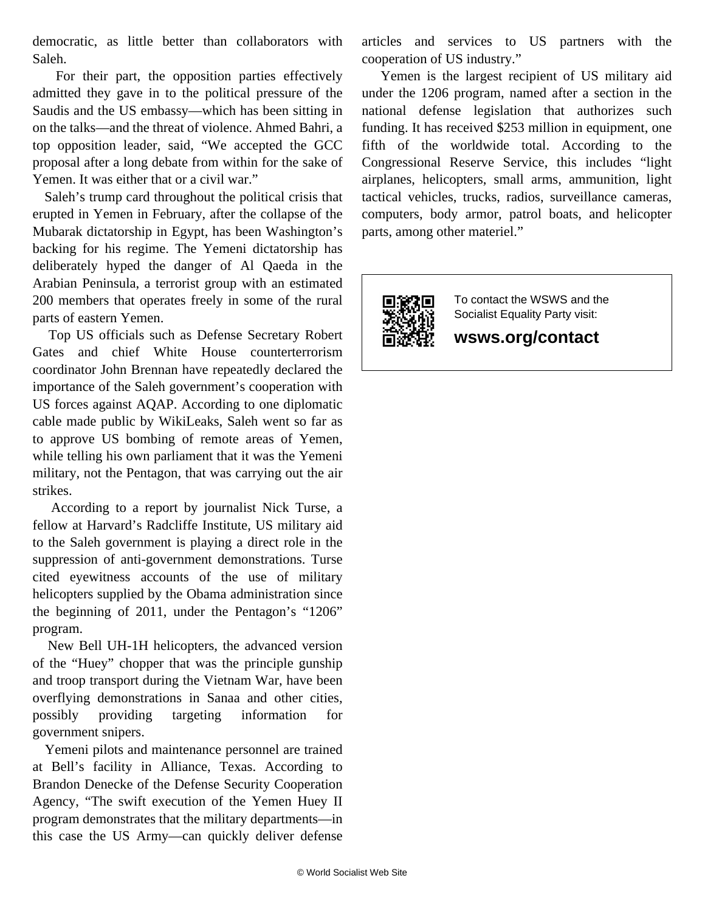democratic, as little better than collaborators with Saleh.

For their part, the opposition parties effectively admitted they gave in to the political pressure of the Saudis and the US embassy—which has been sitting in on the talks—and the threat of violence. Ahmed Bahri, a top opposition leader, said, "We accepted the GCC proposal after a long debate from within for the sake of Yemen. It was either that or a civil war."

Saleh's trump card throughout the political crisis that erupted in Yemen in February, after the collapse of the Mubarak dictatorship in Egypt, has been Washington's backing for his regime. The Yemeni dictatorship has deliberately hyped the danger of Al Qaeda in the Arabian Peninsula, a terrorist group with an estimated 200 members that operates freely in some of the rural parts of eastern Yemen.

Top US officials such as Defense Secretary Robert Gates and chief White House counterterrorism coordinator John Brennan have repeatedly declared the importance of the Saleh government's cooperation with US forces against AQAP. According to one diplomatic cable made public by WikiLeaks, Saleh went so far as to approve US bombing of remote areas of Yemen, while telling his own parliament that it was the Yemeni military, not the Pentagon, that was carrying out the air strikes.

According to a report by journalist Nick Turse, a fellow at Harvard's Radcliffe Institute, US military aid to the Saleh government is playing a direct role in the suppression of anti-government demonstrations. Turse cited eyewitness accounts of the use of military helicopters supplied by the Obama administration since the beginning of 2011, under the Pentagon's "1206" program.

New Bell UH-1H helicopters, the advanced version of the "Huey" chopper that was the principle gunship and troop transport during the Vietnam War, have been overflying demonstrations in Sanaa and other cities, possibly providing targeting information for government snipers.

Yemeni pilots and maintenance personnel are trained at Bell's facility in Alliance, Texas. According to Brandon Denecke of the Defense Security Cooperation Agency, "The swift execution of the Yemen Huey II program demonstrates that the military departments—in this case the US Army—can quickly deliver defense articles and services to US partners with the cooperation of US industry."

Yemen is the largest recipient of US military aid under the 1206 program, named after a section in the national defense legislation that authorizes such funding. It has received $253 million in equipment, one fifth of the worldwide total. According to the Congressional Reserve Service, this includes "light airplanes, helicopters, small arms, ammunition, light tactical vehicles, trucks, radios, surveillance cameras, computers, body armor, patrol boats, and helicopter parts, among other materiel."

To contact the WSWS and the Socialist Equality Party visit:

**wsws.org/contact**